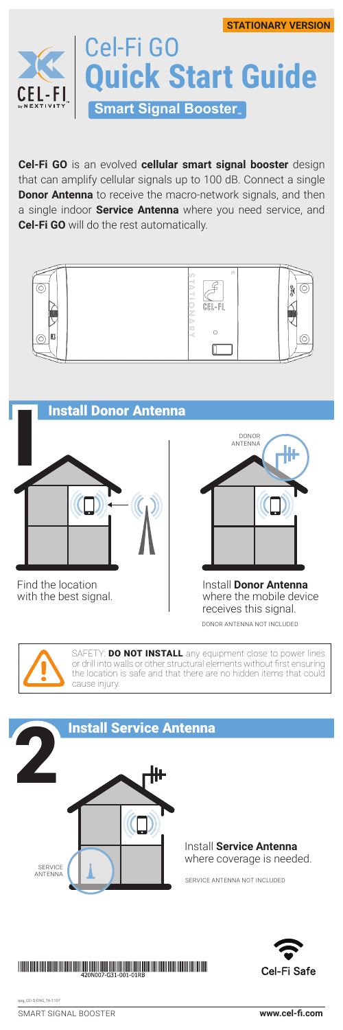**STATIONARY VERSION**

# Cel-Fi GO Quick Start Guide

**Smart Signal Booster™**

**Cel-Fi GO** is an evolved **cellular smart signal booster** design that can amplify cellular signals up to 100 dB. Connect a single **Donor Antenna** to receive the macro-network signals, and then a single indoor **Service Antenna** where you need service, and **Cel-Fi GO** will do the rest automatically.

## 1 Install Donor Antenna

Find the location with the best signal.

DONOR ANTENNA

Install **Donor Antenna** where the mobile device receives this signal.

DONOR ANTENNA NOT INCLUDED

SAFETY: **DO NOT INSTALL** any equipment close to power lines or drill into walls or other structural elements without first ensuring the location is safe and that there are no hidden items that could cause injury.

## 2 Install Service Antenna

SERVICE ANTENNA

Install **Service Antenna** where coverage is needed.

SERVICE ANTENNA NOT INCLUDED

420N007-G31-001-01RB

Cel-Fi Safe

qsg_GO-S-ENG_16-1107

SMART SIGNAL BOOSTER **www.cel-fi.com**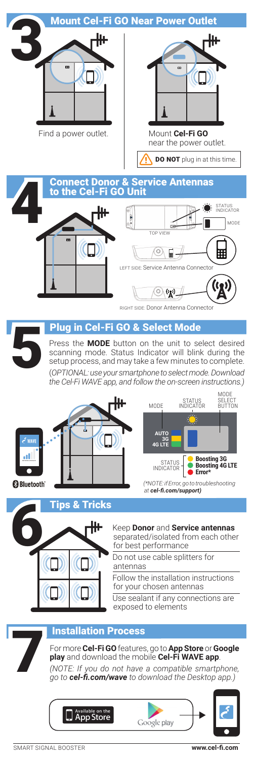## 3 Mount Cel-Fi GO Near Power Outlet

Find a power outlet.

Mount **Cel-Fi GO** near the power outlet.

**DO NOT** plug in at this time.

## 4 Connect Donor & Service Antennas to the Cel-Fi GO Unit

STATUS INDICATOR

MODE

TOP VIEW

LEFT SIDE: Service Antenna Connector

RIGHT SIDE: Donor Antenna Connector

## 5 Plug in Cel-Fi GO & Select Mode

Press the **MODE** button on the unit to select desired scanning mode. Status Indicator will blink during the setup process, and may take a few minutes to complete.

*(OPTIONAL: use your smartphone to select mode. Download the Cel-Fi WAVE app, and follow the on-screen instructions.)*

WAVE

Bluetooth

MODE

STATUS INDICATOR

MODE SELECT BUTTON

AUTO
3G
4G LTE

STATUS INDICATOR
- Boosting 3G
- Boosting 4G LTE
- Error*

*(\*NOTE: if Error, go to troubleshooting at **cel-fi.com/support**)*

## 6 Tips & Tricks

- Keep **Donor** and **Service antennas** separated/isolated from each other for best performance
- Do not use cable splitters for antennas
- Follow the installation instructions for your chosen antennas
- Use sealant if any connections are exposed to elements

## 7 Installation Process

For more **Cel-Fi GO** features, go to **App Store** or **Google play** and download the mobile **Cel-Fi WAVE app**.

*(NOTE: If you do not have a compatible smartphone, go to **cel-fi.com/wave** to download the Desktop app.)*

Available on the App Store

Google play

SMART SIGNAL BOOSTER

**www.cel-fi.com**